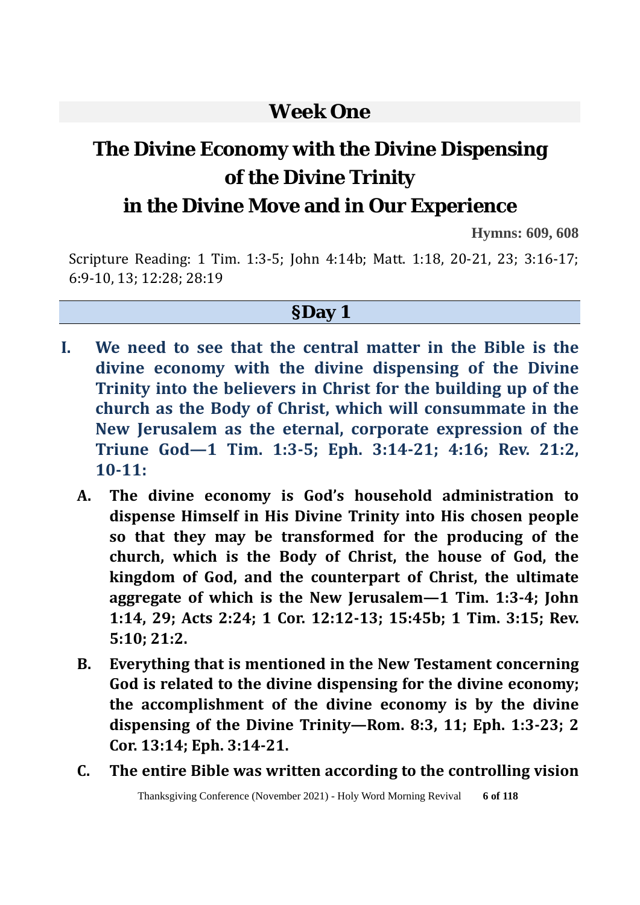## Week One

# The Divine Economy with the Divine Dispensing of the Divine Trinity in the Divine Move and in Our Experience

**Hymns: 609, 608**

Scripture Reading: 1 Tim. 1:3-5; John 4:14b; Matt. 1:18, 20-21, 23; 3:16-17; 6:9-10, 13; 12:28; 28:19

### §Day 1

**I. We need to see that the central matter in the Bible is the divine economy with the divine dispensing of the Divine Trinity into the believers in Christ for the building up of the church as the Body of Christ, which will consummate in the New Jerusalem as the eternal, corporate expression of the Triune God—1 Tim. 1:3-5; Eph. 3:14-21; 4:16; Rev. 21:2, 10-11:**

**A. The divine economy is God's household administration to dispense Himself in His Divine Trinity into His chosen people so that they may be transformed for the producing of the church, which is the Body of Christ, the house of God, the kingdom of God, and the counterpart of Christ, the ultimate aggregate of which is the New Jerusalem—1 Tim. 1:3-4; John 1:14, 29; Acts 2:24; 1 Cor. 12:12-13; 15:45b; 1 Tim. 3:15; Rev. 5:10; 21:2.**

**B. Everything that is mentioned in the New Testament concerning God is related to the divine dispensing for the divine economy; the accomplishment of the divine economy is by the divine dispensing of the Divine Trinity—Rom. 8:3, 11; Eph. 1:3-23; 2 Cor. 13:14; Eph. 3:14-21.**

**C. The entire Bible was written according to the controlling vision**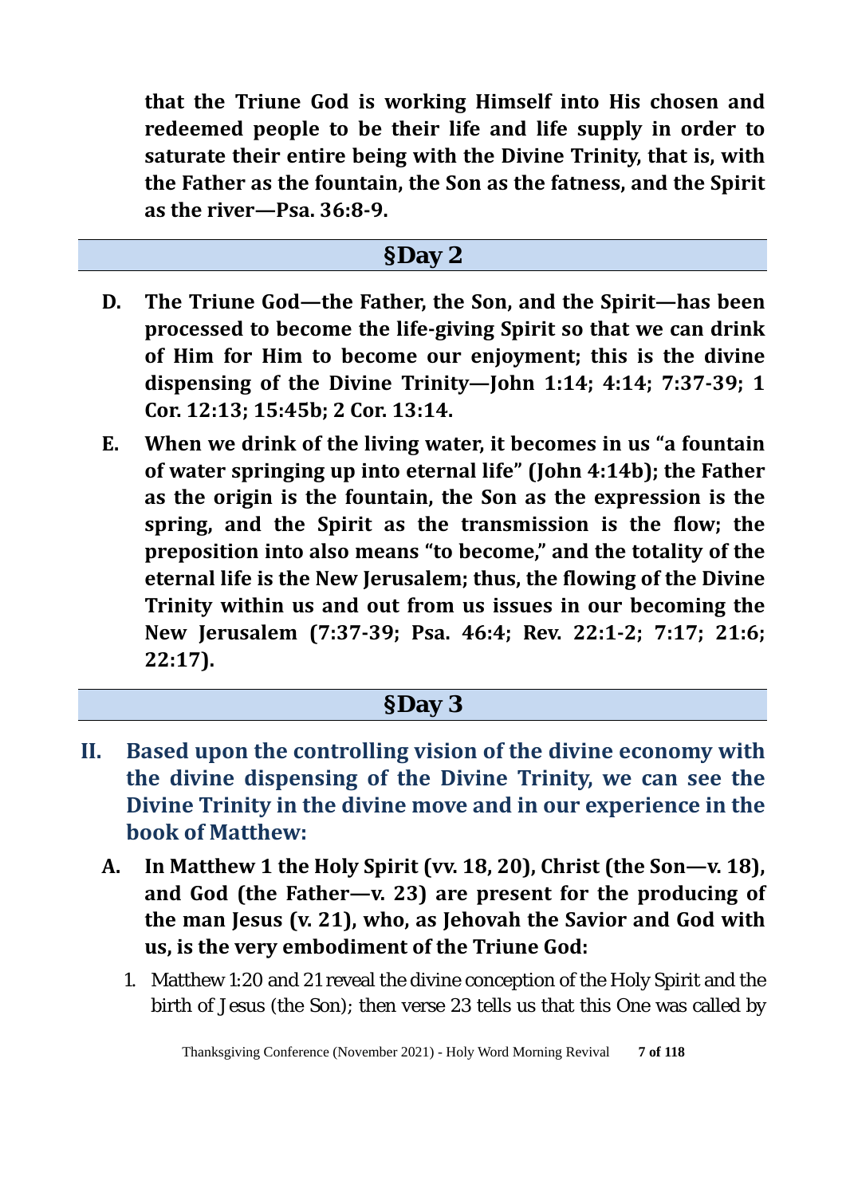**that the Triune God is working Himself into His chosen and redeemed people to be their life and life supply in order to saturate their entire being with the Divine Trinity, that is, with the Father as the fountain, the Son as the fatness, and the Spirit as the river—Psa. 36:8-9.**

## §Day 2

**D. The Triune God—the Father, the Son, and the Spirit—has been processed to become the life-giving Spirit so that we can drink of Him for Him to become our enjoyment; this is the divine dispensing of the Divine Trinity—John 1:14; 4:14; 7:37-39; 1 Cor. 12:13; 15:45b; 2 Cor. 13:14.**

**E. When we drink of the living water, it becomes in us "a fountain of water springing up into eternal life" (John 4:14b); the Father as the origin is the fountain, the Son as the expression is the spring, and the Spirit as the transmission is the flow; the preposition into also means "to become," and the totality of the eternal life is the New Jerusalem; thus, the flowing of the Divine Trinity within us and out from us issues in our becoming the New Jerusalem (7:37-39; Psa. 46:4; Rev. 22:1-2; 7:17; 21:6; 22:17).**

## §Day 3

### II. Based upon the controlling vision of the divine economy with the divine dispensing of the Divine Trinity, we can see the Divine Trinity in the divine move and in our experience in the book of Matthew:

**A. In Matthew 1 the Holy Spirit (vv. 18, 20), Christ (the Son—v. 18), and God (the Father—v. 23) are present for the producing of the man Jesus (v. 21), who, as Jehovah the Savior and God with us, is the very embodiment of the Triune God:**

1. Matthew 1:20 and 21 reveal the divine conception of the Holy Spirit and the birth of Jesus (the Son); then verse 23 tells us that this One was called by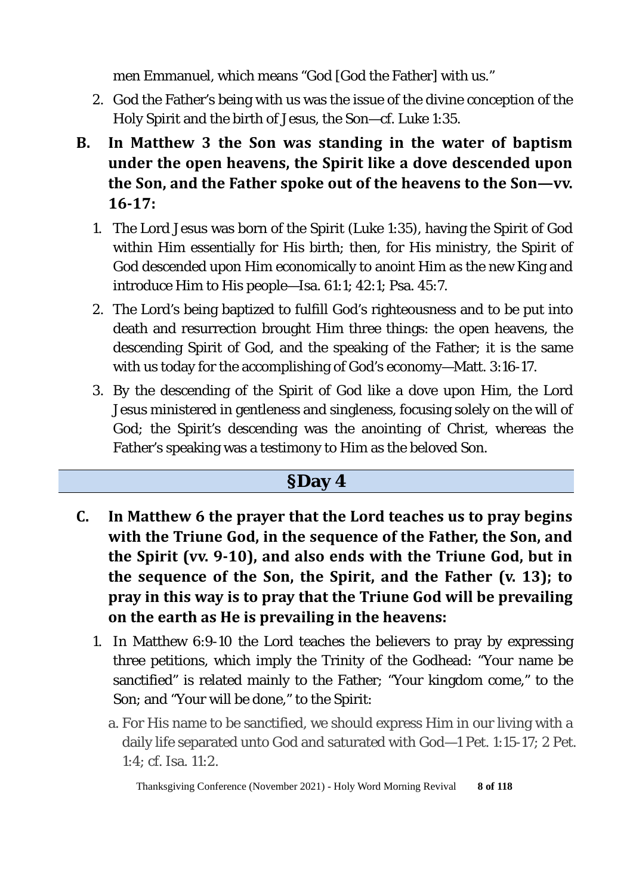men Emmanuel, which means "God [God the Father] with us."

2. God the Father's being with us was the issue of the divine conception of the Holy Spirit and the birth of Jesus, the Son—cf. Luke 1:35.

**B. In Matthew 3 the Son was standing in the water of baptism under the open heavens, the Spirit like a dove descended upon the Son, and the Father spoke out of the heavens to the Son—vv. 16-17:**

1. The Lord Jesus was born of the Spirit (Luke 1:35), having the Spirit of God within Him essentially for His birth; then, for His ministry, the Spirit of God descended upon Him economically to anoint Him as the new King and introduce Him to His people—Isa. 61:1; 42:1; Psa. 45:7.
2. The Lord's being baptized to fulfill God's righteousness and to be put into death and resurrection brought Him three things: the open heavens, the descending Spirit of God, and the speaking of the Father; it is the same with us today for the accomplishing of God's economy—Matt. 3:16-17.
3. By the descending of the Spirit of God like a dove upon Him, the Lord Jesus ministered in gentleness and singleness, focusing solely on the will of God; the Spirit's descending was the anointing of Christ, whereas the Father's speaking was a testimony to Him as the beloved Son.

## §Day 4

**C. In Matthew 6 the prayer that the Lord teaches us to pray begins with the Triune God, in the sequence of the Father, the Son, and the Spirit (vv. 9-10), and also ends with the Triune God, but in the sequence of the Son, the Spirit, and the Father (v. 13); to pray in this way is to pray that the Triune God will be prevailing on the earth as He is prevailing in the heavens:**

1. In Matthew 6:9-10 the Lord teaches the believers to pray by expressing three petitions, which imply the Trinity of the Godhead: "Your name be sanctified" is related mainly to the Father; "Your kingdom come," to the Son; and "Your will be done," to the Spirit:
   a. For His name to be sanctified, we should express Him in our living with a daily life separated unto God and saturated with God—1 Pet. 1:15-17; 2 Pet. 1:4; cf. Isa. 11:2.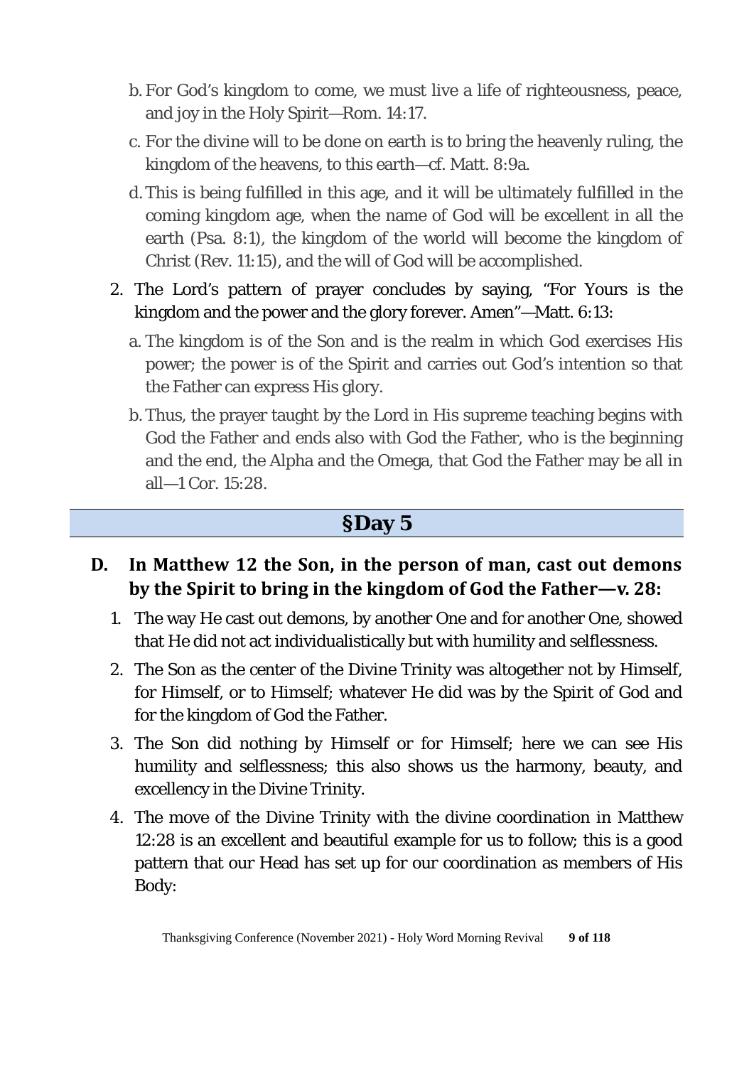b. For God's kingdom to come, we must live a life of righteousness, peace, and joy in the Holy Spirit—Rom. 14:17.

c. For the divine will to be done on earth is to bring the heavenly ruling, the kingdom of the heavens, to this earth—cf. Matt. 8:9a.

d. This is being fulfilled in this age, and it will be ultimately fulfilled in the coming kingdom age, when the name of God will be excellent in all the earth (Psa. 8:1), the kingdom of the world will become the kingdom of Christ (Rev. 11:15), and the will of God will be accomplished.

2. The Lord's pattern of prayer concludes by saying, "For Yours is the kingdom and the power and the glory forever. Amen"—Matt. 6:13:

   a. The kingdom is of the Son and is the realm in which God exercises His power; the power is of the Spirit and carries out God's intention so that the Father can express His glory.

   b. Thus, the prayer taught by the Lord in His supreme teaching begins with God the Father and ends also with God the Father, who is the beginning and the end, the Alpha and the Omega, that God the Father may be all in all—1 Cor. 15:28.

## §Day 5

### D. In Matthew 12 the Son, in the person of man, cast out demons by the Spirit to bring in the kingdom of God the Father—v. 28:

1. The way He cast out demons, by another One and for another One, showed that He did not act individualistically but with humility and selflessness.

2. The Son as the center of the Divine Trinity was altogether not by Himself, for Himself, or to Himself; whatever He did was by the Spirit of God and for the kingdom of God the Father.

3. The Son did nothing by Himself or for Himself; here we can see His humility and selflessness; this also shows us the harmony, beauty, and excellency in the Divine Trinity.

4. The move of the Divine Trinity with the divine coordination in Matthew 12:28 is an excellent and beautiful example for us to follow; this is a good pattern that our Head has set up for our coordination as members of His Body: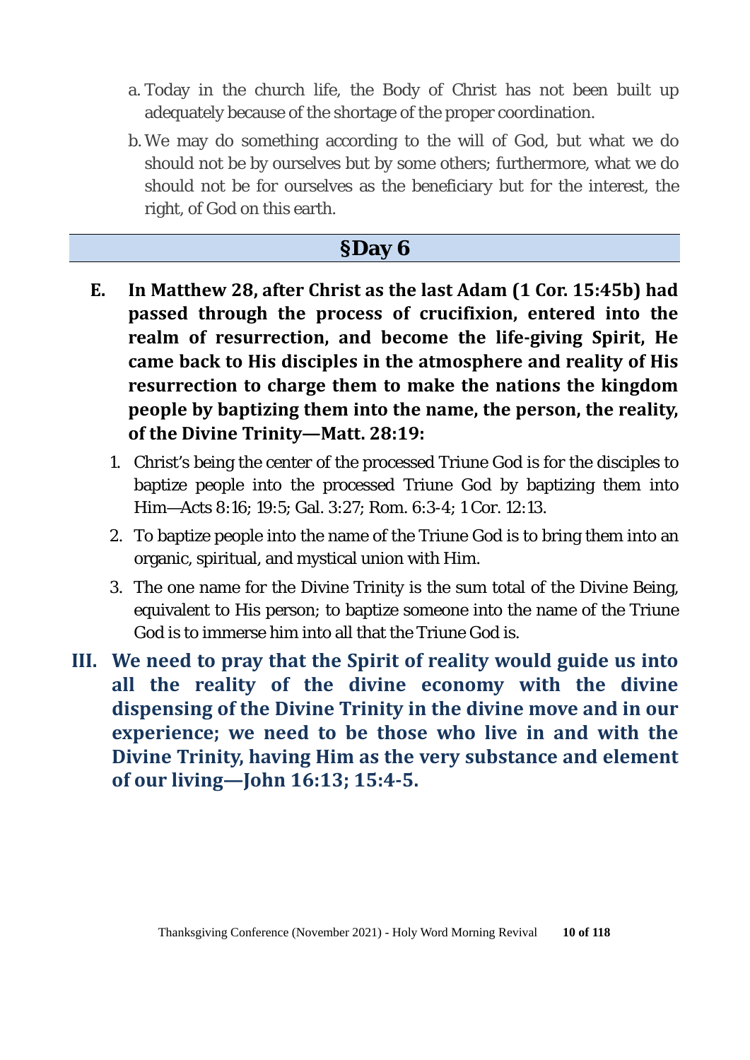a. Today in the church life, the Body of Christ has not been built up adequately because of the shortage of the proper coordination.

b. We may do something according to the will of God, but what we do should not be by ourselves but by some others; furthermore, what we do should not be for ourselves as the beneficiary but for the interest, the right, of God on this earth.

## §Day 6

**E. In Matthew 28, after Christ as the last Adam (1 Cor. 15:45b) had passed through the process of crucifixion, entered into the realm of resurrection, and become the life-giving Spirit, He came back to His disciples in the atmosphere and reality of His resurrection to charge them to make the nations the kingdom people by baptizing them into the name, the person, the reality, of the Divine Trinity—Matt. 28:19:**

1. Christ's being the center of the processed Triune God is for the disciples to baptize people into the processed Triune God by baptizing them into Him—Acts 8:16; 19:5; Gal. 3:27; Rom. 6:3-4; 1 Cor. 12:13.
2. To baptize people into the name of the Triune God is to bring them into an organic, spiritual, and mystical union with Him.
3. The one name for the Divine Trinity is the sum total of the Divine Being, equivalent to His person; to baptize someone into the name of the Triune God is to immerse him into all that the Triune God is.

**III. We need to pray that the Spirit of reality would guide us into all the reality of the divine economy with the divine dispensing of the Divine Trinity in the divine move and in our experience; we need to be those who live in and with the Divine Trinity, having Him as the very substance and element of our living—John 16:13; 15:4-5.**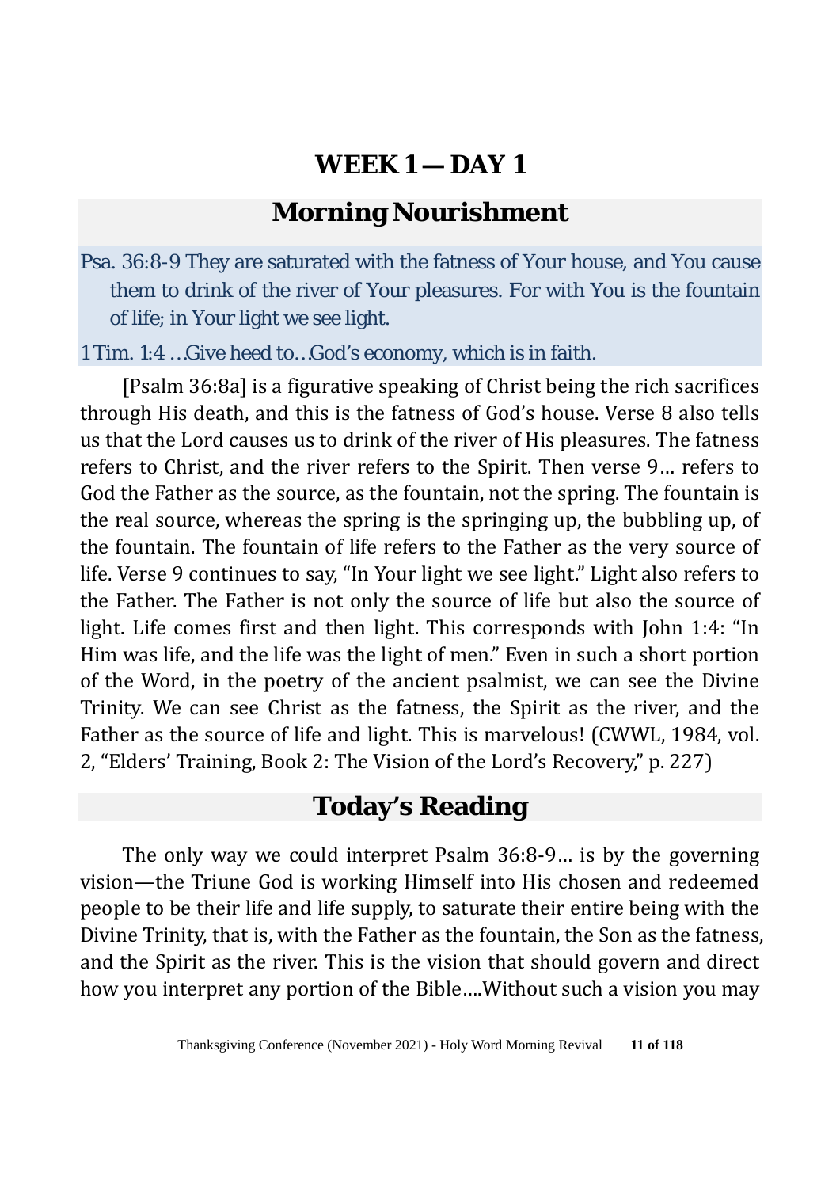# WEEK 1 — DAY 1

## Morning Nourishment

Psa. 36:8-9 They are saturated with the fatness of Your house, and You cause them to drink of the river of Your pleasures. For with You is the fountain of life; in Your light we see light.

1 Tim. 1:4 …Give heed to…God's economy, which is in faith.

[Psalm 36:8a] is a figurative speaking of Christ being the rich sacrifices through His death, and this is the fatness of God's house. Verse 8 also tells us that the Lord causes us to drink of the river of His pleasures. The fatness refers to Christ, and the river refers to the Spirit. Then verse 9… refers to God the Father as the source, as the fountain, not the spring. The fountain is the real source, whereas the spring is the springing up, the bubbling up, of the fountain. The fountain of life refers to the Father as the very source of life. Verse 9 continues to say, "In Your light we see light." Light also refers to the Father. The Father is not only the source of life but also the source of light. Life comes first and then light. This corresponds with John 1:4: "In Him was life, and the life was the light of men." Even in such a short portion of the Word, in the poetry of the ancient psalmist, we can see the Divine Trinity. We can see Christ as the fatness, the Spirit as the river, and the Father as the source of life and light. This is marvelous! (CWWL, 1984, vol. 2, "Elders' Training, Book 2: The Vision of the Lord's Recovery," p. 227)

## Today's Reading

The only way we could interpret Psalm 36:8-9… is by the governing vision—the Triune God is working Himself into His chosen and redeemed people to be their life and life supply, to saturate their entire being with the Divine Trinity, that is, with the Father as the fountain, the Son as the fatness, and the Spirit as the river. This is the vision that should govern and direct how you interpret any portion of the Bible….Without such a vision you may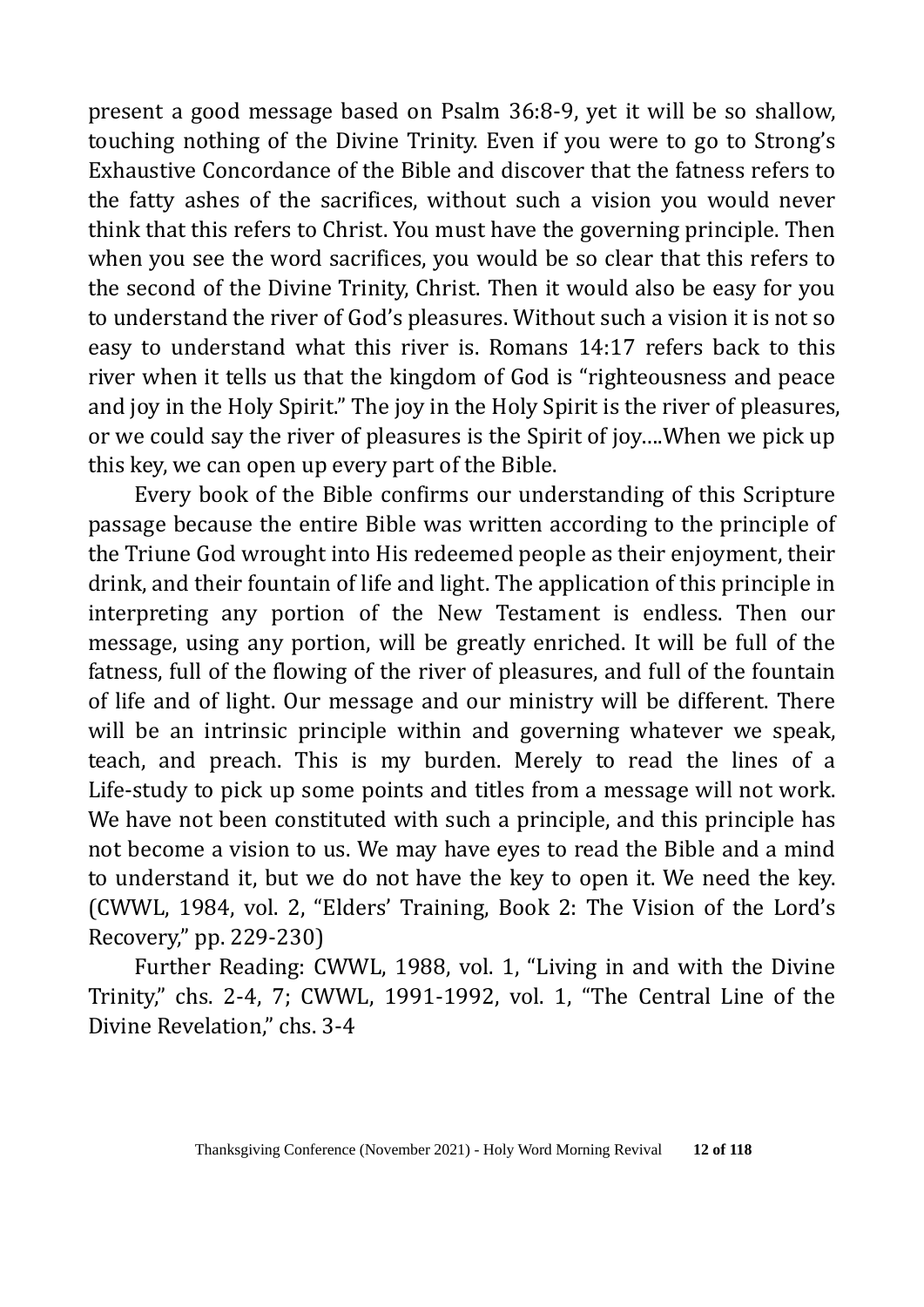present a good message based on Psalm 36:8-9, yet it will be so shallow, touching nothing of the Divine Trinity. Even if you were to go to Strong's Exhaustive Concordance of the Bible and discover that the fatness refers to the fatty ashes of the sacrifices, without such a vision you would never think that this refers to Christ. You must have the governing principle. Then when you see the word sacrifices, you would be so clear that this refers to the second of the Divine Trinity, Christ. Then it would also be easy for you to understand the river of God's pleasures. Without such a vision it is not so easy to understand what this river is. Romans 14:17 refers back to this river when it tells us that the kingdom of God is "righteousness and peace and joy in the Holy Spirit." The joy in the Holy Spirit is the river of pleasures, or we could say the river of pleasures is the Spirit of joy....When we pick up this key, we can open up every part of the Bible.

Every book of the Bible confirms our understanding of this Scripture passage because the entire Bible was written according to the principle of the Triune God wrought into His redeemed people as their enjoyment, their drink, and their fountain of life and light. The application of this principle in interpreting any portion of the New Testament is endless. Then our message, using any portion, will be greatly enriched. It will be full of the fatness, full of the flowing of the river of pleasures, and full of the fountain of life and of light. Our message and our ministry will be different. There will be an intrinsic principle within and governing whatever we speak, teach, and preach. This is my burden. Merely to read the lines of a Life-study to pick up some points and titles from a message will not work. We have not been constituted with such a principle, and this principle has not become a vision to us. We may have eyes to read the Bible and a mind to understand it, but we do not have the key to open it. We need the key. (CWWL, 1984, vol. 2, "Elders' Training, Book 2: The Vision of the Lord's Recovery," pp. 229-230)

Further Reading: CWWL, 1988, vol. 1, "Living in and with the Divine Trinity," chs. 2-4, 7; CWWL, 1991-1992, vol. 1, "The Central Line of the Divine Revelation," chs. 3-4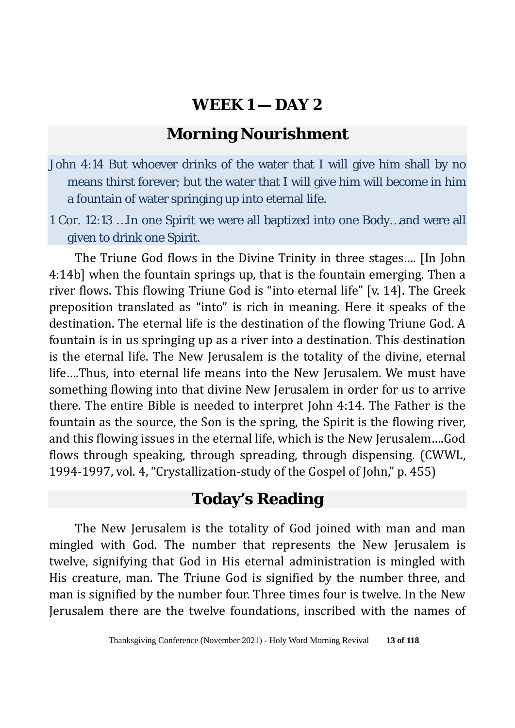# WEEK 1 — DAY 2

## Morning Nourishment

John 4:14 But whoever drinks of the water that I will give him shall by no means thirst forever; but the water that I will give him will become in him a fountain of water springing up into eternal life.

1 Cor. 12:13 …In one Spirit we were all baptized into one Body…and were all given to drink one Spirit.

The Triune God flows in the Divine Trinity in three stages…. [In John 4:14b] when the fountain springs up, that is the fountain emerging. Then a river flows. This flowing Triune God is "into eternal life" [v. 14]. The Greek preposition translated as "into" is rich in meaning. Here it speaks of the destination. The eternal life is the destination of the flowing Triune God. A fountain is in us springing up as a river into a destination. This destination is the eternal life. The New Jerusalem is the totality of the divine, eternal life….Thus, into eternal life means into the New Jerusalem. We must have something flowing into that divine New Jerusalem in order for us to arrive there. The entire Bible is needed to interpret John 4:14. The Father is the fountain as the source, the Son is the spring, the Spirit is the flowing river, and this flowing issues in the eternal life, which is the New Jerusalem….God flows through speaking, through spreading, through dispensing. (CWWL, 1994-1997, vol. 4, "Crystallization-study of the Gospel of John," p. 455)

## Today's Reading

The New Jerusalem is the totality of God joined with man and man mingled with God. The number that represents the New Jerusalem is twelve, signifying that God in His eternal administration is mingled with His creature, man. The Triune God is signified by the number three, and man is signified by the number four. Three times four is twelve. In the New Jerusalem there are the twelve foundations, inscribed with the names of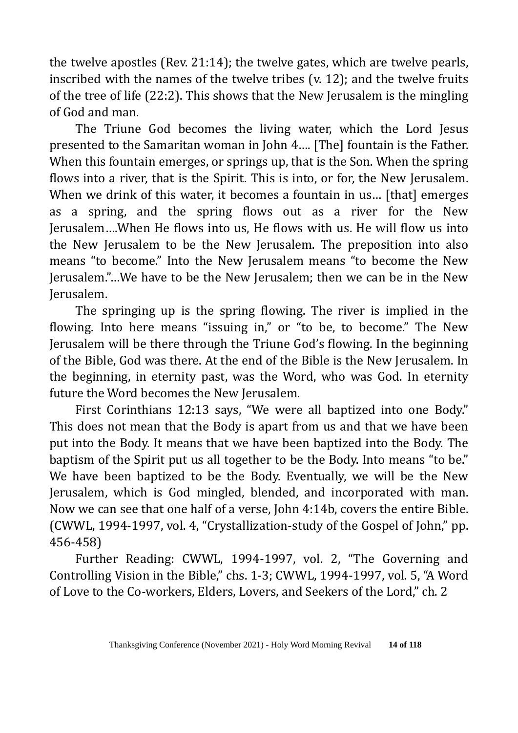the twelve apostles (Rev. 21:14); the twelve gates, which are twelve pearls, inscribed with the names of the twelve tribes (v. 12); and the twelve fruits of the tree of life (22:2). This shows that the New Jerusalem is the mingling of God and man.

The Triune God becomes the living water, which the Lord Jesus presented to the Samaritan woman in John 4…. [The] fountain is the Father. When this fountain emerges, or springs up, that is the Son. When the spring flows into a river, that is the Spirit. This is into, or for, the New Jerusalem. When we drink of this water, it becomes a fountain in us… [that] emerges as a spring, and the spring flows out as a river for the New Jerusalem….When He flows into us, He flows with us. He will flow us into the New Jerusalem to be the New Jerusalem. The preposition into also means "to become." Into the New Jerusalem means "to become the New Jerusalem."…We have to be the New Jerusalem; then we can be in the New Jerusalem.

The springing up is the spring flowing. The river is implied in the flowing. Into here means "issuing in," or "to be, to become." The New Jerusalem will be there through the Triune God's flowing. In the beginning of the Bible, God was there. At the end of the Bible is the New Jerusalem. In the beginning, in eternity past, was the Word, who was God. In eternity future the Word becomes the New Jerusalem.

First Corinthians 12:13 says, "We were all baptized into one Body." This does not mean that the Body is apart from us and that we have been put into the Body. It means that we have been baptized into the Body. The baptism of the Spirit put us all together to be the Body. Into means "to be." We have been baptized to be the Body. Eventually, we will be the New Jerusalem, which is God mingled, blended, and incorporated with man. Now we can see that one half of a verse, John 4:14b, covers the entire Bible. (CWWL, 1994-1997, vol. 4, "Crystallization-study of the Gospel of John," pp. 456-458)

Further Reading: CWWL, 1994-1997, vol. 2, "The Governing and Controlling Vision in the Bible," chs. 1-3; CWWL, 1994-1997, vol. 5, "A Word of Love to the Co-workers, Elders, Lovers, and Seekers of the Lord," ch. 2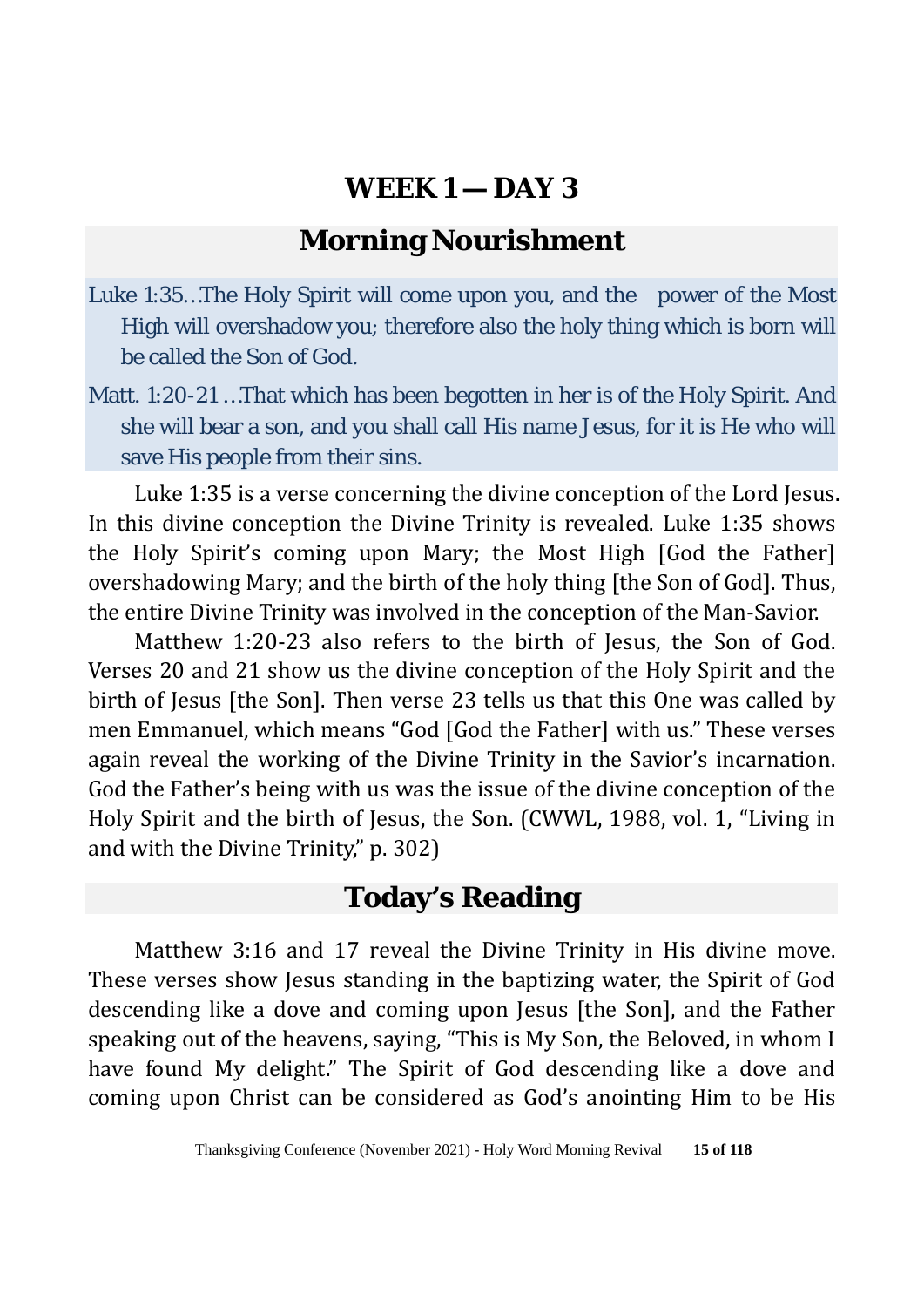# WEEK 1 — DAY 3

## Morning Nourishment

Luke 1:35…The Holy Spirit will come upon you, and the power of the Most High will overshadow you; therefore also the holy thing which is born will be called the Son of God.

Matt. 1:20-21…That which has been begotten in her is of the Holy Spirit. And she will bear a son, and you shall call His name Jesus, for it is He who will save His people from their sins.

Luke 1:35 is a verse concerning the divine conception of the Lord Jesus. In this divine conception the Divine Trinity is revealed. Luke 1:35 shows the Holy Spirit's coming upon Mary; the Most High [God the Father] overshadowing Mary; and the birth of the holy thing [the Son of God]. Thus, the entire Divine Trinity was involved in the conception of the Man-Savior.

Matthew 1:20-23 also refers to the birth of Jesus, the Son of God. Verses 20 and 21 show us the divine conception of the Holy Spirit and the birth of Jesus [the Son]. Then verse 23 tells us that this One was called by men Emmanuel, which means "God [God the Father] with us." These verses again reveal the working of the Divine Trinity in the Savior's incarnation. God the Father's being with us was the issue of the divine conception of the Holy Spirit and the birth of Jesus, the Son. (CWWL, 1988, vol. 1, "Living in and with the Divine Trinity," p. 302)

## Today's Reading

Matthew 3:16 and 17 reveal the Divine Trinity in His divine move. These verses show Jesus standing in the baptizing water, the Spirit of God descending like a dove and coming upon Jesus [the Son], and the Father speaking out of the heavens, saying, "This is My Son, the Beloved, in whom I have found My delight." The Spirit of God descending like a dove and coming upon Christ can be considered as God's anointing Him to be His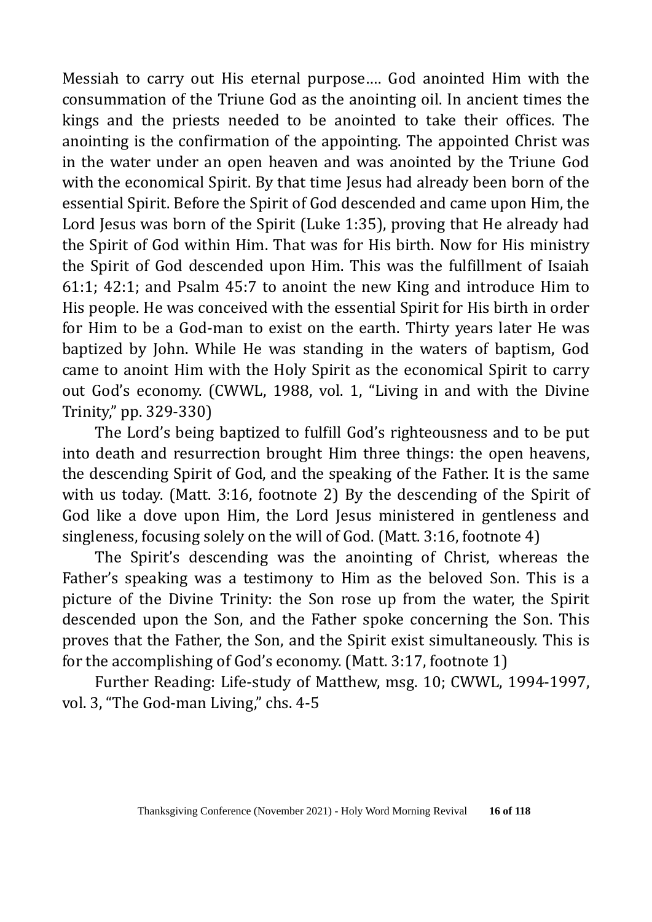Messiah to carry out His eternal purpose…. God anointed Him with the consummation of the Triune God as the anointing oil. In ancient times the kings and the priests needed to be anointed to take their offices. The anointing is the confirmation of the appointing. The appointed Christ was in the water under an open heaven and was anointed by the Triune God with the economical Spirit. By that time Jesus had already been born of the essential Spirit. Before the Spirit of God descended and came upon Him, the Lord Jesus was born of the Spirit (Luke 1:35), proving that He already had the Spirit of God within Him. That was for His birth. Now for His ministry the Spirit of God descended upon Him. This was the fulfillment of Isaiah 61:1; 42:1; and Psalm 45:7 to anoint the new King and introduce Him to His people. He was conceived with the essential Spirit for His birth in order for Him to be a God-man to exist on the earth. Thirty years later He was baptized by John. While He was standing in the waters of baptism, God came to anoint Him with the Holy Spirit as the economical Spirit to carry out God's economy. (CWWL, 1988, vol. 1, "Living in and with the Divine Trinity," pp. 329-330)

The Lord's being baptized to fulfill God's righteousness and to be put into death and resurrection brought Him three things: the open heavens, the descending Spirit of God, and the speaking of the Father. It is the same with us today. (Matt. 3:16, footnote 2) By the descending of the Spirit of God like a dove upon Him, the Lord Jesus ministered in gentleness and singleness, focusing solely on the will of God. (Matt. 3:16, footnote 4)

The Spirit's descending was the anointing of Christ, whereas the Father's speaking was a testimony to Him as the beloved Son. This is a picture of the Divine Trinity: the Son rose up from the water, the Spirit descended upon the Son, and the Father spoke concerning the Son. This proves that the Father, the Son, and the Spirit exist simultaneously. This is for the accomplishing of God's economy. (Matt. 3:17, footnote 1)

Further Reading: Life-study of Matthew, msg. 10; CWWL, 1994-1997, vol. 3, "The God-man Living," chs. 4-5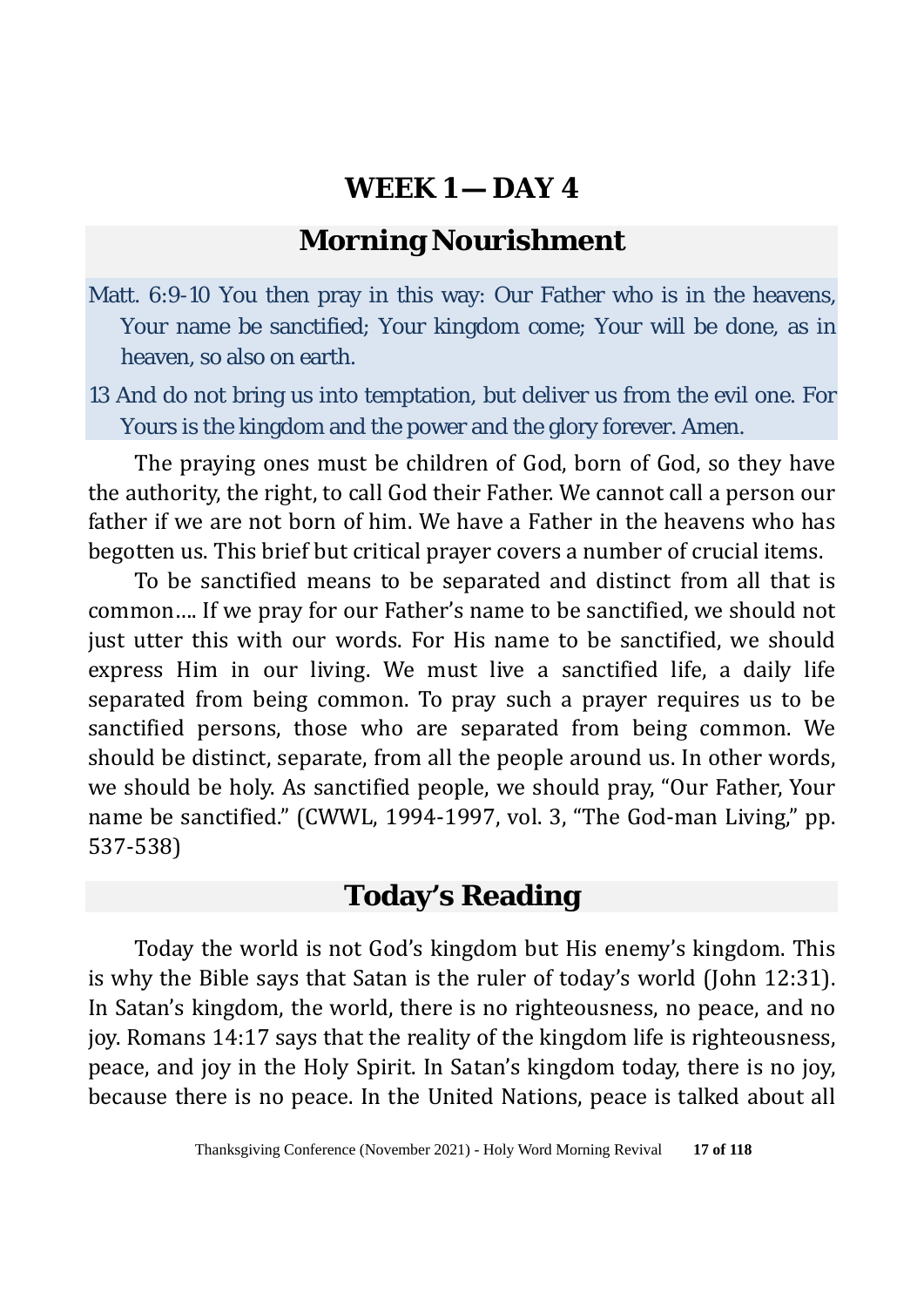# WEEK 1 — DAY 4

## Morning Nourishment

Matt. 6:9-10 You then pray in this way: Our Father who is in the heavens, Your name be sanctified; Your kingdom come; Your will be done, as in heaven, so also on earth.

13 And do not bring us into temptation, but deliver us from the evil one. For Yours is the kingdom and the power and the glory forever. Amen.

The praying ones must be children of God, born of God, so they have the authority, the right, to call God their Father. We cannot call a person our father if we are not born of him. We have a Father in the heavens who has begotten us. This brief but critical prayer covers a number of crucial items.

To be sanctified means to be separated and distinct from all that is common…. If we pray for our Father's name to be sanctified, we should not just utter this with our words. For His name to be sanctified, we should express Him in our living. We must live a sanctified life, a daily life separated from being common. To pray such a prayer requires us to be sanctified persons, those who are separated from being common. We should be distinct, separate, from all the people around us. In other words, we should be holy. As sanctified people, we should pray, "Our Father, Your name be sanctified." (CWWL, 1994-1997, vol. 3, "The God-man Living," pp. 537-538)

## Today's Reading

Today the world is not God's kingdom but His enemy's kingdom. This is why the Bible says that Satan is the ruler of today's world (John 12:31). In Satan's kingdom, the world, there is no righteousness, no peace, and no joy. Romans 14:17 says that the reality of the kingdom life is righteousness, peace, and joy in the Holy Spirit. In Satan's kingdom today, there is no joy, because there is no peace. In the United Nations, peace is talked about all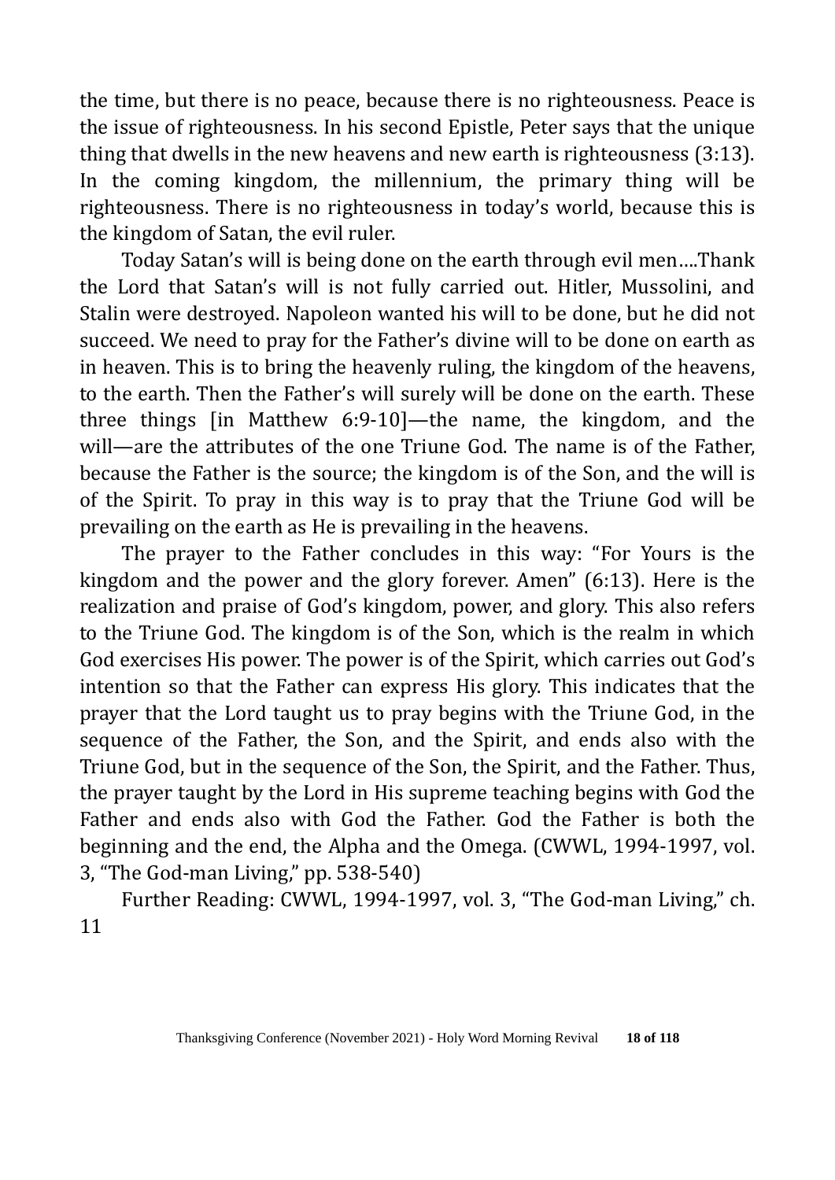the time, but there is no peace, because there is no righteousness. Peace is the issue of righteousness. In his second Epistle, Peter says that the unique thing that dwells in the new heavens and new earth is righteousness (3:13). In the coming kingdom, the millennium, the primary thing will be righteousness. There is no righteousness in today's world, because this is the kingdom of Satan, the evil ruler.

Today Satan's will is being done on the earth through evil men….Thank the Lord that Satan's will is not fully carried out. Hitler, Mussolini, and Stalin were destroyed. Napoleon wanted his will to be done, but he did not succeed. We need to pray for the Father's divine will to be done on earth as in heaven. This is to bring the heavenly ruling, the kingdom of the heavens, to the earth. Then the Father's will surely will be done on the earth. These three things [in Matthew 6:9-10]—the name, the kingdom, and the will—are the attributes of the one Triune God. The name is of the Father, because the Father is the source; the kingdom is of the Son, and the will is of the Spirit. To pray in this way is to pray that the Triune God will be prevailing on the earth as He is prevailing in the heavens.

The prayer to the Father concludes in this way: "For Yours is the kingdom and the power and the glory forever. Amen" (6:13). Here is the realization and praise of God's kingdom, power, and glory. This also refers to the Triune God. The kingdom is of the Son, which is the realm in which God exercises His power. The power is of the Spirit, which carries out God's intention so that the Father can express His glory. This indicates that the prayer that the Lord taught us to pray begins with the Triune God, in the sequence of the Father, the Son, and the Spirit, and ends also with the Triune God, but in the sequence of the Son, the Spirit, and the Father. Thus, the prayer taught by the Lord in His supreme teaching begins with God the Father and ends also with God the Father. God the Father is both the beginning and the end, the Alpha and the Omega. (CWWL, 1994-1997, vol. 3, "The God-man Living," pp. 538-540)

Further Reading: CWWL, 1994-1997, vol. 3, "The God-man Living," ch. 11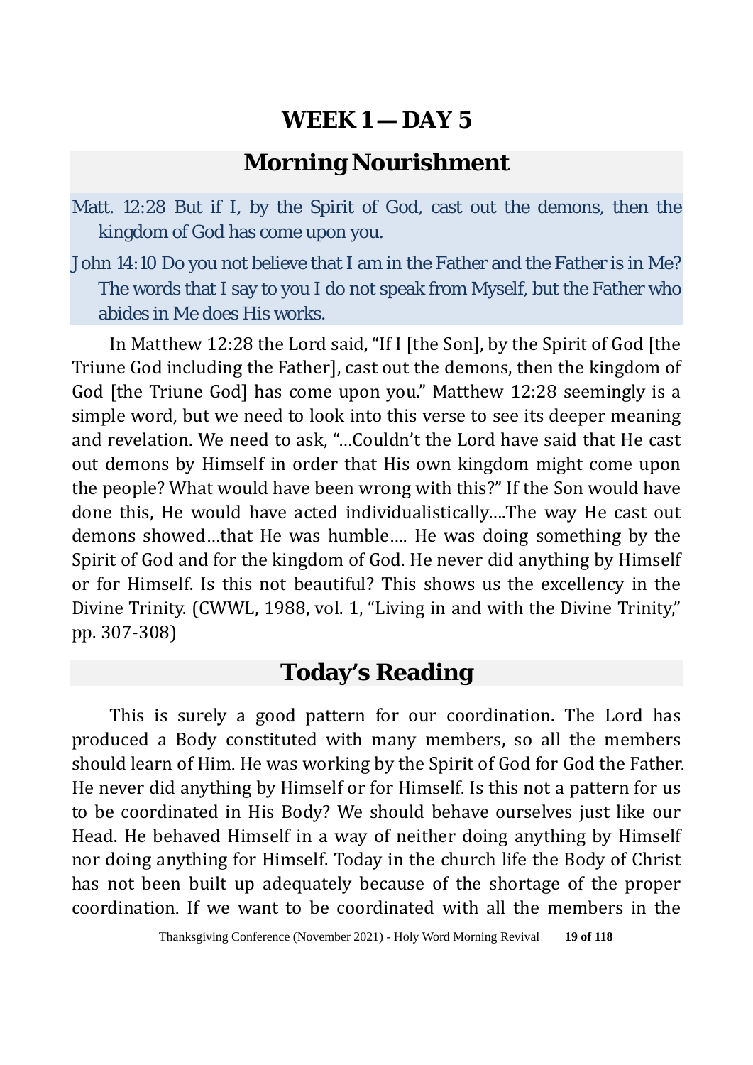## WEEK 1 — DAY 5

## Morning Nourishment

Matt. 12:28 But if I, by the Spirit of God, cast out the demons, then the kingdom of God has come upon you.

John 14:10 Do you not believe that I am in the Father and the Father is in Me? The words that I say to you I do not speak from Myself, but the Father who abides in Me does His works.

In Matthew 12:28 the Lord said, "If I [the Son], by the Spirit of God [the Triune God including the Father], cast out the demons, then the kingdom of God [the Triune God] has come upon you." Matthew 12:28 seemingly is a simple word, but we need to look into this verse to see its deeper meaning and revelation. We need to ask, "…Couldn't the Lord have said that He cast out demons by Himself in order that His own kingdom might come upon the people? What would have been wrong with this?" If the Son would have done this, He would have acted individualistically….The way He cast out demons showed…that He was humble…. He was doing something by the Spirit of God and for the kingdom of God. He never did anything by Himself or for Himself. Is this not beautiful? This shows us the excellency in the Divine Trinity. (CWWL, 1988, vol. 1, "Living in and with the Divine Trinity," pp. 307-308)

## Today's Reading

This is surely a good pattern for our coordination. The Lord has produced a Body constituted with many members, so all the members should learn of Him. He was working by the Spirit of God for God the Father. He never did anything by Himself or for Himself. Is this not a pattern for us to be coordinated in His Body? We should behave ourselves just like our Head. He behaved Himself in a way of neither doing anything by Himself nor doing anything for Himself. Today in the church life the Body of Christ has not been built up adequately because of the shortage of the proper coordination. If we want to be coordinated with all the members in the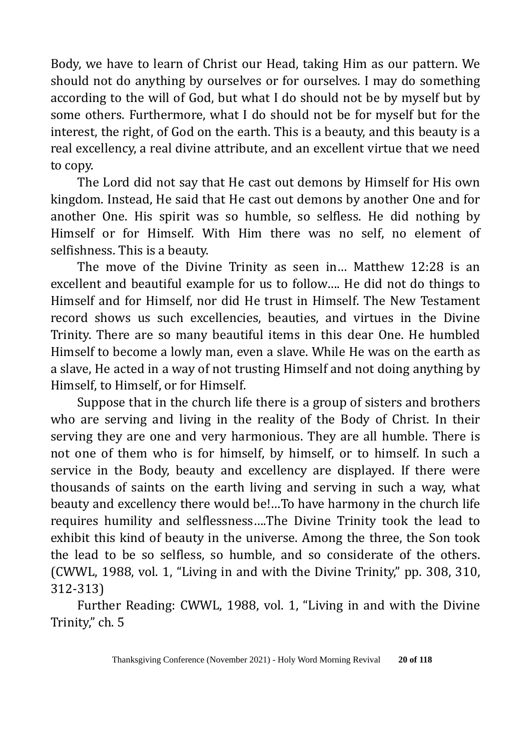Body, we have to learn of Christ our Head, taking Him as our pattern. We should not do anything by ourselves or for ourselves. I may do something according to the will of God, but what I do should not be by myself but by some others. Furthermore, what I do should not be for myself but for the interest, the right, of God on the earth. This is a beauty, and this beauty is a real excellency, a real divine attribute, and an excellent virtue that we need to copy.

The Lord did not say that He cast out demons by Himself for His own kingdom. Instead, He said that He cast out demons by another One and for another One. His spirit was so humble, so selfless. He did nothing by Himself or for Himself. With Him there was no self, no element of selfishness. This is a beauty.

The move of the Divine Trinity as seen in… Matthew 12:28 is an excellent and beautiful example for us to follow…. He did not do things to Himself and for Himself, nor did He trust in Himself. The New Testament record shows us such excellencies, beauties, and virtues in the Divine Trinity. There are so many beautiful items in this dear One. He humbled Himself to become a lowly man, even a slave. While He was on the earth as a slave, He acted in a way of not trusting Himself and not doing anything by Himself, to Himself, or for Himself.

Suppose that in the church life there is a group of sisters and brothers who are serving and living in the reality of the Body of Christ. In their serving they are one and very harmonious. They are all humble. There is not one of them who is for himself, by himself, or to himself. In such a service in the Body, beauty and excellency are displayed. If there were thousands of saints on the earth living and serving in such a way, what beauty and excellency there would be!…To have harmony in the church life requires humility and selflessness….The Divine Trinity took the lead to exhibit this kind of beauty in the universe. Among the three, the Son took the lead to be so selfless, so humble, and so considerate of the others. (CWWL, 1988, vol. 1, "Living in and with the Divine Trinity," pp. 308, 310, 312-313)

Further Reading: CWWL, 1988, vol. 1, "Living in and with the Divine Trinity," ch. 5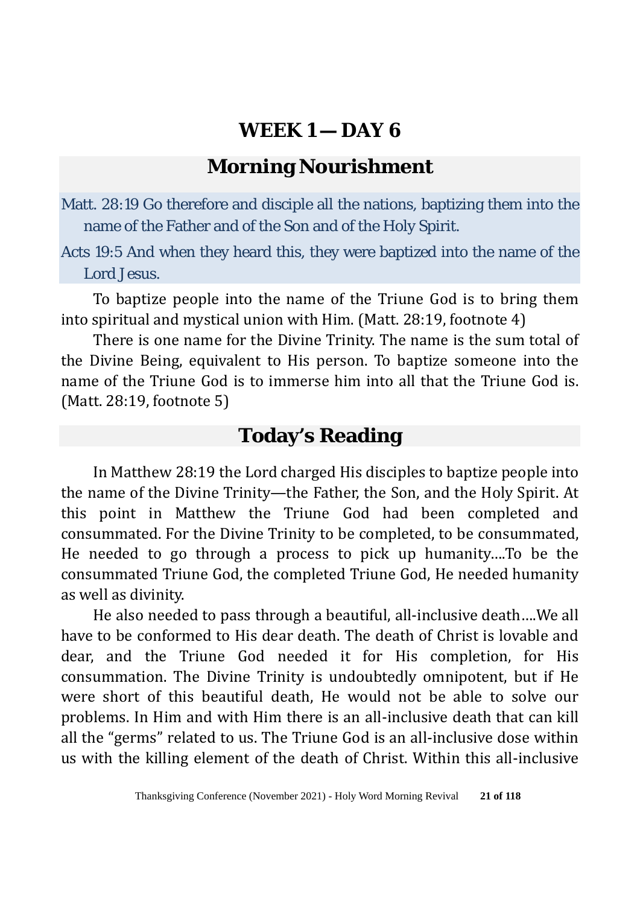# WEEK 1 — DAY 6

## Morning Nourishment

Matt. 28:19 Go therefore and disciple all the nations, baptizing them into the name of the Father and of the Son and of the Holy Spirit.

Acts 19:5 And when they heard this, they were baptized into the name of the Lord Jesus.

To baptize people into the name of the Triune God is to bring them into spiritual and mystical union with Him. (Matt. 28:19, footnote 4)

There is one name for the Divine Trinity. The name is the sum total of the Divine Being, equivalent to His person. To baptize someone into the name of the Triune God is to immerse him into all that the Triune God is. (Matt. 28:19, footnote 5)

## Today's Reading

In Matthew 28:19 the Lord charged His disciples to baptize people into the name of the Divine Trinity—the Father, the Son, and the Holy Spirit. At this point in Matthew the Triune God had been completed and consummated. For the Divine Trinity to be completed, to be consummated, He needed to go through a process to pick up humanity....To be the consummated Triune God, the completed Triune God, He needed humanity as well as divinity.

He also needed to pass through a beautiful, all-inclusive death....We all have to be conformed to His dear death. The death of Christ is lovable and dear, and the Triune God needed it for His completion, for His consummation. The Divine Trinity is undoubtedly omnipotent, but if He were short of this beautiful death, He would not be able to solve our problems. In Him and with Him there is an all-inclusive death that can kill all the "germs" related to us. The Triune God is an all-inclusive dose within us with the killing element of the death of Christ. Within this all-inclusive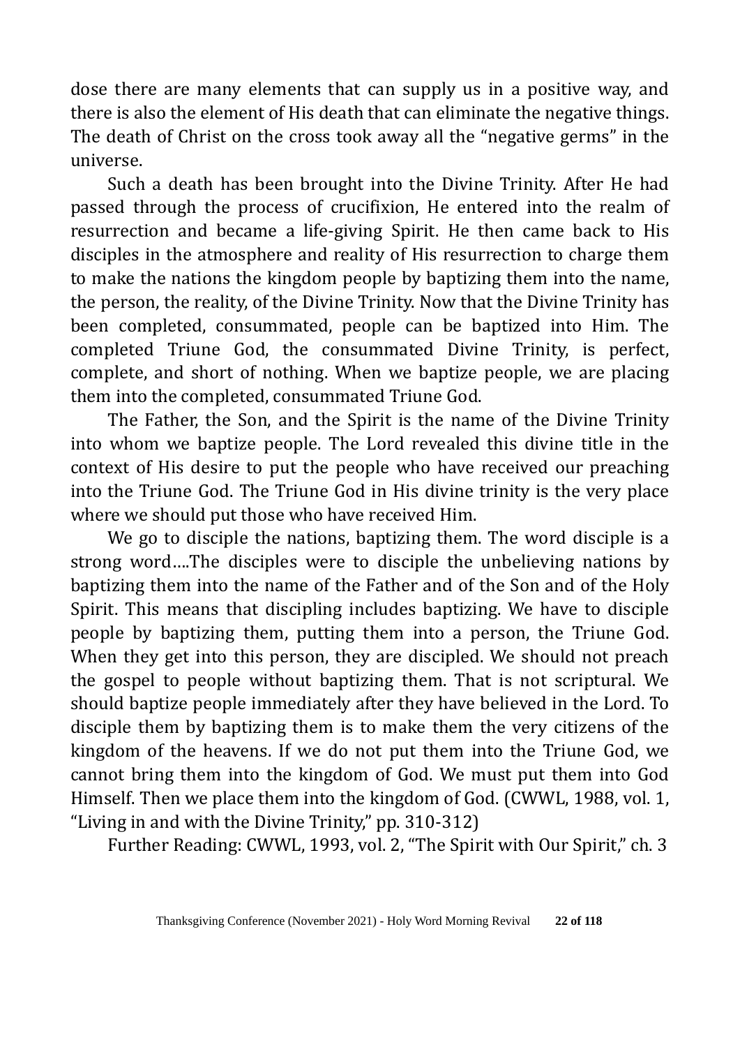dose there are many elements that can supply us in a positive way, and there is also the element of His death that can eliminate the negative things. The death of Christ on the cross took away all the "negative germs" in the universe.

Such a death has been brought into the Divine Trinity. After He had passed through the process of crucifixion, He entered into the realm of resurrection and became a life-giving Spirit. He then came back to His disciples in the atmosphere and reality of His resurrection to charge them to make the nations the kingdom people by baptizing them into the name, the person, the reality, of the Divine Trinity. Now that the Divine Trinity has been completed, consummated, people can be baptized into Him. The completed Triune God, the consummated Divine Trinity, is perfect, complete, and short of nothing. When we baptize people, we are placing them into the completed, consummated Triune God.

The Father, the Son, and the Spirit is the name of the Divine Trinity into whom we baptize people. The Lord revealed this divine title in the context of His desire to put the people who have received our preaching into the Triune God. The Triune God in His divine trinity is the very place where we should put those who have received Him.

We go to disciple the nations, baptizing them. The word disciple is a strong word….The disciples were to disciple the unbelieving nations by baptizing them into the name of the Father and of the Son and of the Holy Spirit. This means that discipling includes baptizing. We have to disciple people by baptizing them, putting them into a person, the Triune God. When they get into this person, they are discipled. We should not preach the gospel to people without baptizing them. That is not scriptural. We should baptize people immediately after they have believed in the Lord. To disciple them by baptizing them is to make them the very citizens of the kingdom of the heavens. If we do not put them into the Triune God, we cannot bring them into the kingdom of God. We must put them into God Himself. Then we place them into the kingdom of God. (CWWL, 1988, vol. 1, "Living in and with the Divine Trinity," pp. 310-312)

Further Reading: CWWL, 1993, vol. 2, "The Spirit with Our Spirit," ch. 3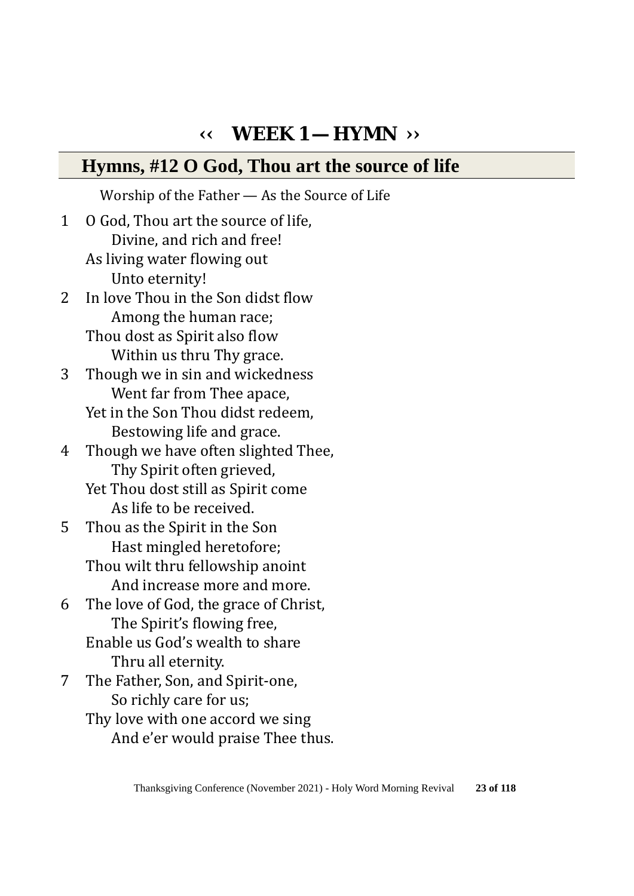# ‹‹ WEEK 1 — HYMN ››

## Hymns, #12 O God, Thou art the source of life

Worship of the Father — As the Source of Life

1 O God, Thou art the source of life,
    Divine, and rich and free!
  As living water flowing out
    Unto eternity!

2 In love Thou in the Son didst flow
    Among the human race;
  Thou dost as Spirit also flow
    Within us thru Thy grace.

3 Though we in sin and wickedness
    Went far from Thee apace,
  Yet in the Son Thou didst redeem,
    Bestowing life and grace.

4 Though we have often slighted Thee,
    Thy Spirit often grieved,
  Yet Thou dost still as Spirit come
    As life to be received.

5 Thou as the Spirit in the Son
    Hast mingled heretofore;
  Thou wilt thru fellowship anoint
    And increase more and more.

6 The love of God, the grace of Christ,
    The Spirit's flowing free,
  Enable us God's wealth to share
    Thru all eternity.

7 The Father, Son, and Spirit-one,
    So richly care for us;
  Thy love with one accord we sing
    And e'er would praise Thee thus.